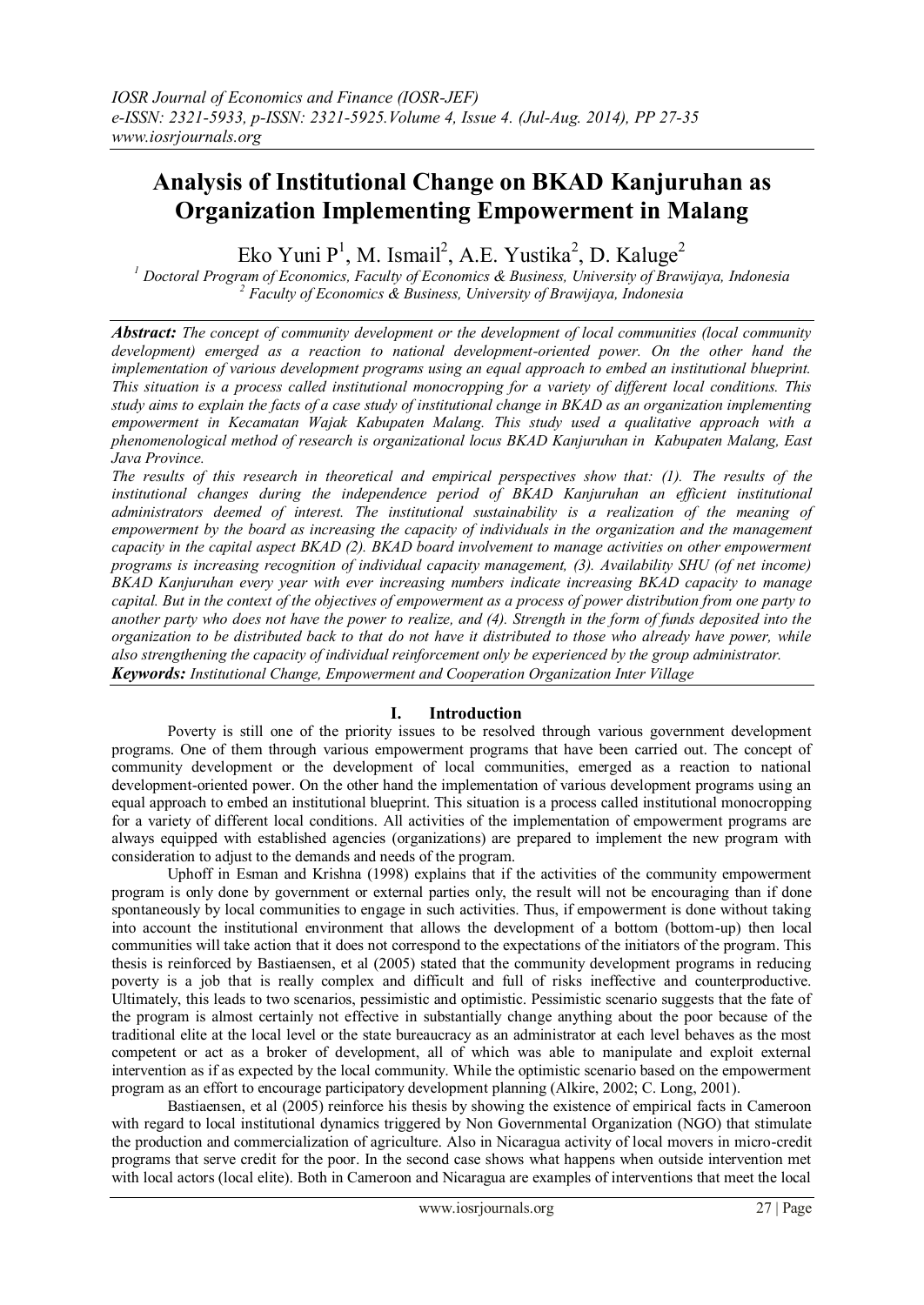# Analysis of Institutional Change on BKAD Kanjuruhan as Organization Implementing Empowerment in Malang

Eko Yuni P[1], M. Ismail[2], A.E. Yustika[2], D. Kaluge[2]

[1] *Doctoral Program of Economics, Faculty of Economics & Business, University of Brawijaya, Indonesia*
[2] *Faculty of Economics & Business, University of Brawijaya, Indonesia*

***Abstract:*** *The concept of community development or the development of local communities (local community development) emerged as a reaction to national development-oriented power. On the other hand the implementation of various development programs using an equal approach to embed an institutional blueprint. This situation is a process called institutional monocropping for a variety of different local conditions. This study aims to explain the facts of a case study of institutional change in BKAD as an organization implementing empowerment in Kecamatan Wajak Kabupaten Malang. This study used a qualitative approach with a phenomenological method of research is organizational locus BKAD Kanjuruhan in Kabupaten Malang, East Java Province.*

*The results of this research in theoretical and empirical perspectives show that: (1). The results of the institutional changes during the independence period of BKAD Kanjuruhan an efficient institutional administrators deemed of interest. The institutional sustainability is a realization of the meaning of empowerment by the board as increasing the capacity of individuals in the organization and the management capacity in the capital aspect BKAD (2). BKAD board involvement to manage activities on other empowerment programs is increasing recognition of individual capacity management, (3). Availability SHU (of net income) BKAD Kanjuruhan every year with ever increasing numbers indicate increasing BKAD capacity to manage capital. But in the context of the objectives of empowerment as a process of power distribution from one party to another party who does not have the power to realize, and (4). Strength in the form of funds deposited into the organization to be distributed back to that do not have it distributed to those who already have power, while also strengthening the capacity of individual reinforcement only be experienced by the group administrator.*

***Keywords:*** *Institutional Change, Empowerment and Cooperation Organization Inter Village*

## I. Introduction

Poverty is still one of the priority issues to be resolved through various government development programs. One of them through various empowerment programs that have been carried out. The concept of community development or the development of local communities, emerged as a reaction to national development-oriented power. On the other hand the implementation of various development programs using an equal approach to embed an institutional blueprint. This situation is a process called institutional monocropping for a variety of different local conditions. All activities of the implementation of empowerment programs are always equipped with established agencies (organizations) are prepared to implement the new program with consideration to adjust to the demands and needs of the program.

Uphoff in Esman and Krishna (1998) explains that if the activities of the community empowerment program is only done by government or external parties only, the result will not be encouraging than if done spontaneously by local communities to engage in such activities. Thus, if empowerment is done without taking into account the institutional environment that allows the development of a bottom (bottom-up) then local communities will take action that it does not correspond to the expectations of the initiators of the program. This thesis is reinforced by Bastiaensen, et al (2005) stated that the community development programs in reducing poverty is a job that is really complex and difficult and full of risks ineffective and counterproductive. Ultimately, this leads to two scenarios, pessimistic and optimistic. Pessimistic scenario suggests that the fate of the program is almost certainly not effective in substantially change anything about the poor because of the traditional elite at the local level or the state bureaucracy as an administrator at each level behaves as the most competent or act as a broker of development, all of which was able to manipulate and exploit external intervention as if as expected by the local community. While the optimistic scenario based on the empowerment program as an effort to encourage participatory development planning (Alkire, 2002; C. Long, 2001).

Bastiaensen, et al (2005) reinforce his thesis by showing the existence of empirical facts in Cameroon with regard to local institutional dynamics triggered by Non Governmental Organization (NGO) that stimulate the production and commercialization of agriculture. Also in Nicaragua activity of local movers in micro-credit programs that serve credit for the poor. In the second case shows what happens when outside intervention met with local actors (local elite). Both in Cameroon and Nicaragua are examples of interventions that meet the local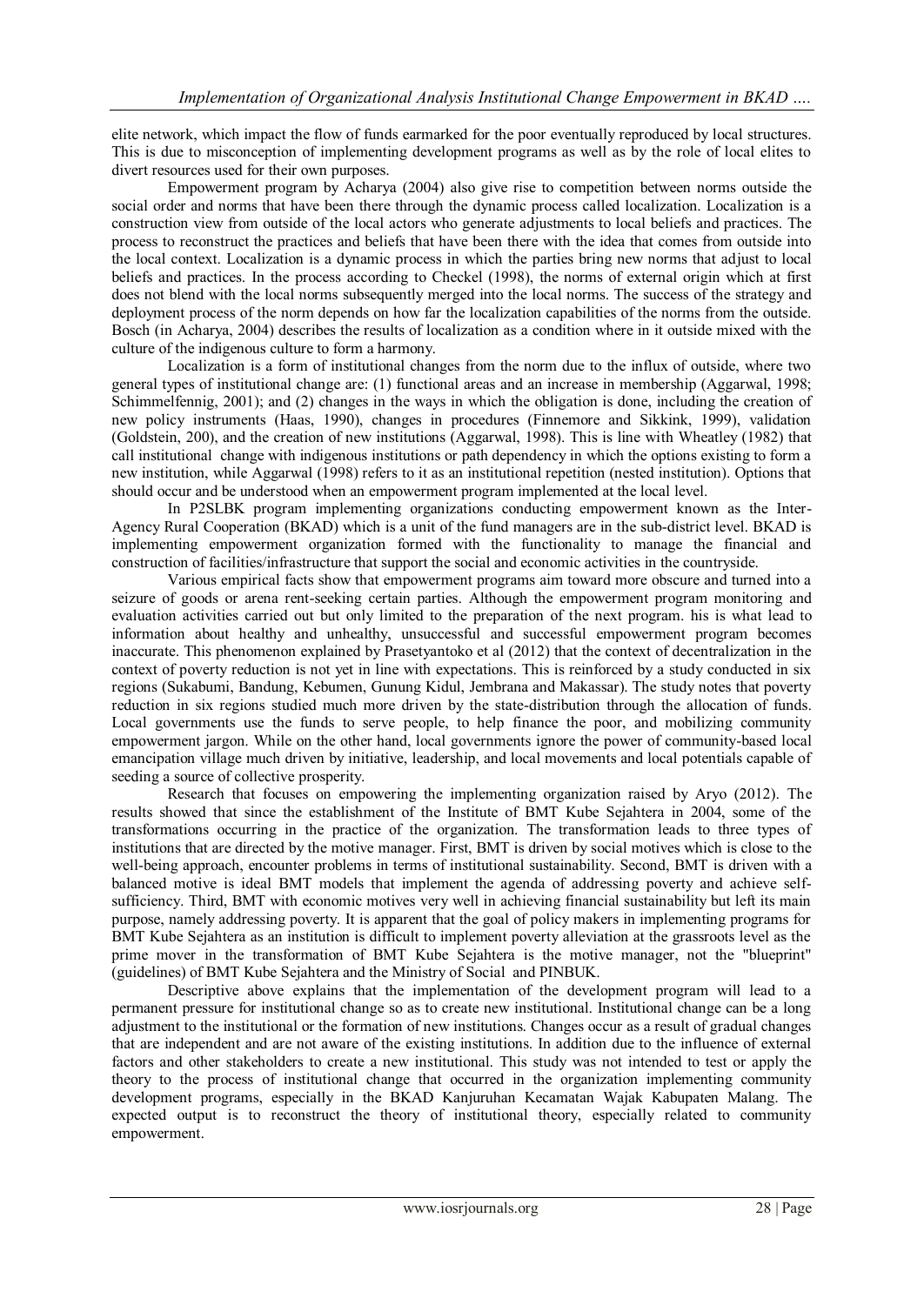elite network, which impact the flow of funds earmarked for the poor eventually reproduced by local structures. This is due to misconception of implementing development programs as well as by the role of local elites to divert resources used for their own purposes.

Empowerment program by Acharya (2004) also give rise to competition between norms outside the social order and norms that have been there through the dynamic process called localization. Localization is a construction view from outside of the local actors who generate adjustments to local beliefs and practices. The process to reconstruct the practices and beliefs that have been there with the idea that comes from outside into the local context. Localization is a dynamic process in which the parties bring new norms that adjust to local beliefs and practices. In the process according to Checkel (1998), the norms of external origin which at first does not blend with the local norms subsequently merged into the local norms. The success of the strategy and deployment process of the norm depends on how far the localization capabilities of the norms from the outside. Bosch (in Acharya, 2004) describes the results of localization as a condition where in it outside mixed with the culture of the indigenous culture to form a harmony.

Localization is a form of institutional changes from the norm due to the influx of outside, where two general types of institutional change are: (1) functional areas and an increase in membership (Aggarwal, 1998; Schimmelfennig, 2001); and (2) changes in the ways in which the obligation is done, including the creation of new policy instruments (Haas, 1990), changes in procedures (Finnemore and Sikkink, 1999), validation (Goldstein, 200), and the creation of new institutions (Aggarwal, 1998). This is line with Wheatley (1982) that call institutional change with indigenous institutions or path dependency in which the options existing to form a new institution, while Aggarwal (1998) refers to it as an institutional repetition (nested institution). Options that should occur and be understood when an empowerment program implemented at the local level.

In P2SLBK program implementing organizations conducting empowerment known as the Inter-Agency Rural Cooperation (BKAD) which is a unit of the fund managers are in the sub-district level. BKAD is implementing empowerment organization formed with the functionality to manage the financial and construction of facilities/infrastructure that support the social and economic activities in the countryside.

Various empirical facts show that empowerment programs aim toward more obscure and turned into a seizure of goods or arena rent-seeking certain parties. Although the empowerment program monitoring and evaluation activities carried out but only limited to the preparation of the next program. his is what lead to information about healthy and unhealthy, unsuccessful and successful empowerment program becomes inaccurate. This phenomenon explained by Prasetyantoko et al (2012) that the context of decentralization in the context of poverty reduction is not yet in line with expectations. This is reinforced by a study conducted in six regions (Sukabumi, Bandung, Kebumen, Gunung Kidul, Jembrana and Makassar). The study notes that poverty reduction in six regions studied much more driven by the state-distribution through the allocation of funds. Local governments use the funds to serve people, to help finance the poor, and mobilizing community empowerment jargon. While on the other hand, local governments ignore the power of community-based local emancipation village much driven by initiative, leadership, and local movements and local potentials capable of seeding a source of collective prosperity.

Research that focuses on empowering the implementing organization raised by Aryo (2012). The results showed that since the establishment of the Institute of BMT Kube Sejahtera in 2004, some of the transformations occurring in the practice of the organization. The transformation leads to three types of institutions that are directed by the motive manager. First, BMT is driven by social motives which is close to the well-being approach, encounter problems in terms of institutional sustainability. Second, BMT is driven with a balanced motive is ideal BMT models that implement the agenda of addressing poverty and achieve self-sufficiency. Third, BMT with economic motives very well in achieving financial sustainability but left its main purpose, namely addressing poverty. It is apparent that the goal of policy makers in implementing programs for BMT Kube Sejahtera as an institution is difficult to implement poverty alleviation at the grassroots level as the prime mover in the transformation of BMT Kube Sejahtera is the motive manager, not the "blueprint" (guidelines) of BMT Kube Sejahtera and the Ministry of Social and PINBUK.

Descriptive above explains that the implementation of the development program will lead to a permanent pressure for institutional change so as to create new institutional. Institutional change can be a long adjustment to the institutional or the formation of new institutions. Changes occur as a result of gradual changes that are independent and are not aware of the existing institutions. In addition due to the influence of external factors and other stakeholders to create a new institutional. This study was not intended to test or apply the theory to the process of institutional change that occurred in the organization implementing community development programs, especially in the BKAD Kanjuruhan Kecamatan Wajak Kabupaten Malang. The expected output is to reconstruct the theory of institutional theory, especially related to community empowerment.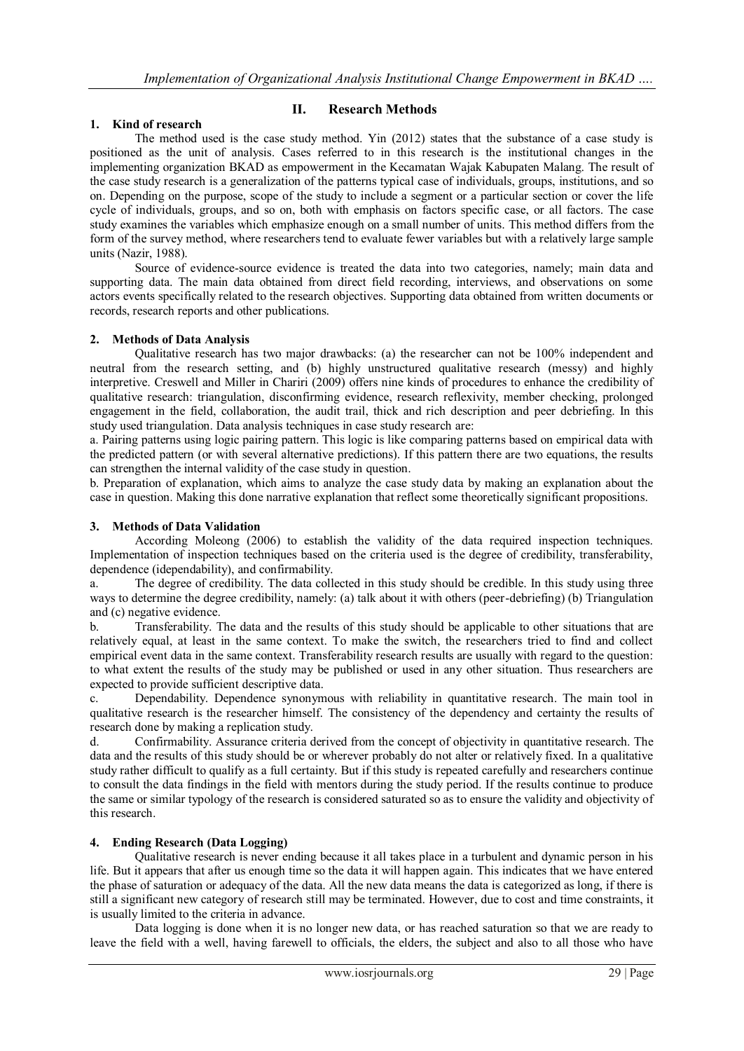## II. Research Methods

### 1. Kind of research

The method used is the case study method. Yin (2012) states that the substance of a case study is positioned as the unit of analysis. Cases referred to in this research is the institutional changes in the implementing organization BKAD as empowerment in the Kecamatan Wajak Kabupaten Malang. The result of the case study research is a generalization of the patterns typical case of individuals, groups, institutions, and so on. Depending on the purpose, scope of the study to include a segment or a particular section or cover the life cycle of individuals, groups, and so on, both with emphasis on factors specific case, or all factors. The case study examines the variables which emphasize enough on a small number of units. This method differs from the form of the survey method, where researchers tend to evaluate fewer variables but with a relatively large sample units (Nazir, 1988).

Source of evidence-source evidence is treated the data into two categories, namely; main data and supporting data. The main data obtained from direct field recording, interviews, and observations on some actors events specifically related to the research objectives. Supporting data obtained from written documents or records, research reports and other publications.

### 2. Methods of Data Analysis

Qualitative research has two major drawbacks: (a) the researcher can not be 100% independent and neutral from the research setting, and (b) highly unstructured qualitative research (messy) and highly interpretive. Creswell and Miller in Chariri (2009) offers nine kinds of procedures to enhance the credibility of qualitative research: triangulation, disconfirming evidence, research reflexivity, member checking, prolonged engagement in the field, collaboration, the audit trail, thick and rich description and peer debriefing. In this study used triangulation. Data analysis techniques in case study research are:

a. Pairing patterns using logic pairing pattern. This logic is like comparing patterns based on empirical data with the predicted pattern (or with several alternative predictions). If this pattern there are two equations, the results can strengthen the internal validity of the case study in question.

b. Preparation of explanation, which aims to analyze the case study data by making an explanation about the case in question. Making this done narrative explanation that reflect some theoretically significant propositions.

### 3. Methods of Data Validation

According Moleong (2006) to establish the validity of the data required inspection techniques. Implementation of inspection techniques based on the criteria used is the degree of credibility, transferability, dependence (idependability), and confirmability.

a. The degree of credibility. The data collected in this study should be credible. In this study using three ways to determine the degree credibility, namely: (a) talk about it with others (peer-debriefing) (b) Triangulation and (c) negative evidence.

b. Transferability. The data and the results of this study should be applicable to other situations that are relatively equal, at least in the same context. To make the switch, the researchers tried to find and collect empirical event data in the same context. Transferability research results are usually with regard to the question: to what extent the results of the study may be published or used in any other situation. Thus researchers are expected to provide sufficient descriptive data.

c. Dependability. Dependence synonymous with reliability in quantitative research. The main tool in qualitative research is the researcher himself. The consistency of the dependency and certainty the results of research done by making a replication study.

d. Confirmability. Assurance criteria derived from the concept of objectivity in quantitative research. The data and the results of this study should be or wherever probably do not alter or relatively fixed. In a qualitative study rather difficult to qualify as a full certainty. But if this study is repeated carefully and researchers continue to consult the data findings in the field with mentors during the study period. If the results continue to produce the same or similar typology of the research is considered saturated so as to ensure the validity and objectivity of this research.

### 4. Ending Research (Data Logging)

Qualitative research is never ending because it all takes place in a turbulent and dynamic person in his life. But it appears that after us enough time so the data it will happen again. This indicates that we have entered the phase of saturation or adequacy of the data. All the new data means the data is categorized as long, if there is still a significant new category of research still may be terminated. However, due to cost and time constraints, it is usually limited to the criteria in advance.

Data logging is done when it is no longer new data, or has reached saturation so that we are ready to leave the field with a well, having farewell to officials, the elders, the subject and also to all those who have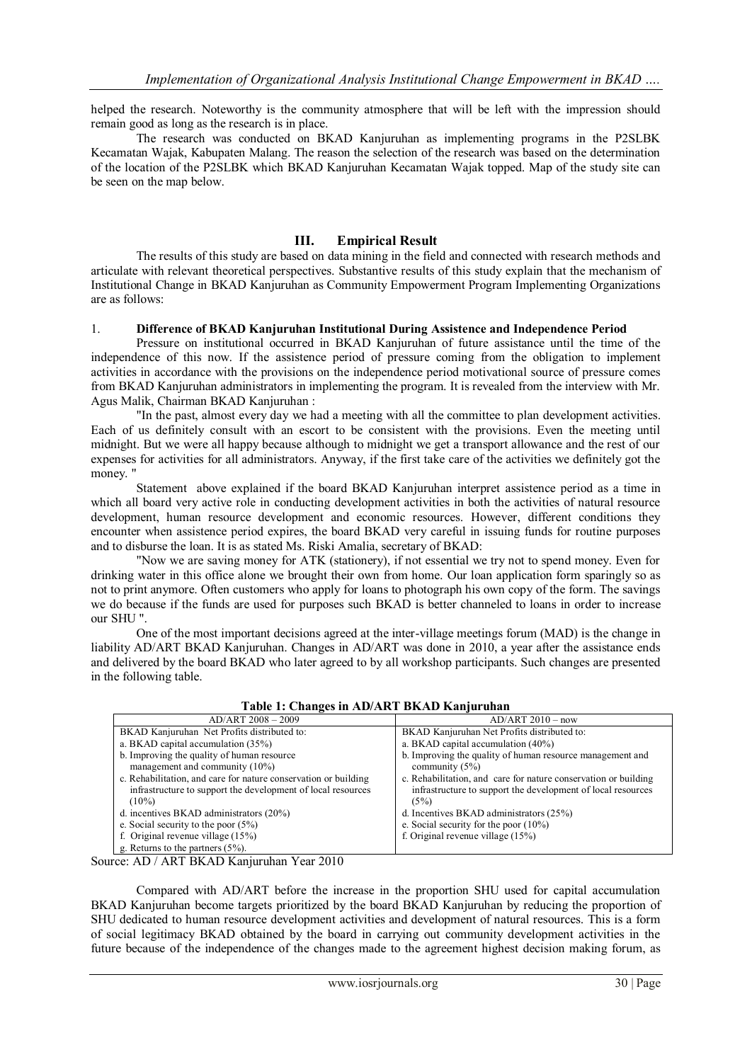helped the research. Noteworthy is the community atmosphere that will be left with the impression should remain good as long as the research is in place.

The research was conducted on BKAD Kanjuruhan as implementing programs in the P2SLBK Kecamatan Wajak, Kabupaten Malang. The reason the selection of the research was based on the determination of the location of the P2SLBK which BKAD Kanjuruhan Kecamatan Wajak topped. Map of the study site can be seen on the map below.

## III. Empirical Result

The results of this study are based on data mining in the field and connected with research methods and articulate with relevant theoretical perspectives. Substantive results of this study explain that the mechanism of Institutional Change in BKAD Kanjuruhan as Community Empowerment Program Implementing Organizations are as follows:

### 1. Difference of BKAD Kanjuruhan Institutional During Assistence and Independence Period

Pressure on institutional occurred in BKAD Kanjuruhan of future assistance until the time of the independence of this now. If the assistence period of pressure coming from the obligation to implement activities in accordance with the provisions on the independence period motivational source of pressure comes from BKAD Kanjuruhan administrators in implementing the program. It is revealed from the interview with Mr. Agus Malik, Chairman BKAD Kanjuruhan :

"In the past, almost every day we had a meeting with all the committee to plan development activities. Each of us definitely consult with an escort to be consistent with the provisions. Even the meeting until midnight. But we were all happy because although to midnight we get a transport allowance and the rest of our expenses for activities for all administrators. Anyway, if the first take care of the activities we definitely got the money. "

Statement above explained if the board BKAD Kanjuruhan interpret assistence period as a time in which all board very active role in conducting development activities in both the activities of natural resource development, human resource development and economic resources. However, different conditions they encounter when assistence period expires, the board BKAD very careful in issuing funds for routine purposes and to disburse the loan. It is as stated Ms. Riski Amalia, secretary of BKAD:

"Now we are saving money for ATK (stationery), if not essential we try not to spend money. Even for drinking water in this office alone we brought their own from home. Our loan application form sparingly so as not to print anymore. Often customers who apply for loans to photograph his own copy of the form. The savings we do because if the funds are used for purposes such BKAD is better channeled to loans in order to increase our SHU ".

One of the most important decisions agreed at the inter-village meetings forum (MAD) is the change in liability AD/ART BKAD Kanjuruhan. Changes in AD/ART was done in 2010, a year after the assistance ends and delivered by the board BKAD who later agreed to by all workshop participants. Such changes are presented in the following table.

**Table 1: Changes in AD/ART BKAD Kanjuruhan**

| AD/ART 2008 – 2009 | AD/ART 2010 – now |
|---|---|
| BKAD Kanjuruhan Net Profits distributed to: | BKAD Kanjuruhan Net Profits distributed to: |
| a. BKAD capital accumulation (35%) | a. BKAD capital accumulation (40%) |
| b. Improving the quality of human resource management and community (10%) | b. Improving the quality of human resource management and community (5%) |
| c. Rehabilitation, and care for nature conservation or building infrastructure to support the development of local resources (10%) | c. Rehabilitation, and care for nature conservation or building infrastructure to support the development of local resources (5%) |
| d. incentives BKAD administrators (20%) | d. Incentives BKAD administrators (25%) |
| e. Social security to the poor (5%) | e. Social security for the poor (10%) |
| f. Original revenue village (15%) | f. Original revenue village (15%) |
| g. Returns to the partners (5%). | |

Source: AD / ART BKAD Kanjuruhan Year 2010

Compared with AD/ART before the increase in the proportion SHU used for capital accumulation BKAD Kanjuruhan become targets prioritized by the board BKAD Kanjuruhan by reducing the proportion of SHU dedicated to human resource development activities and development of natural resources. This is a form of social legitimacy BKAD obtained by the board in carrying out community development activities in the future because of the independence of the changes made to the agreement highest decision making forum, as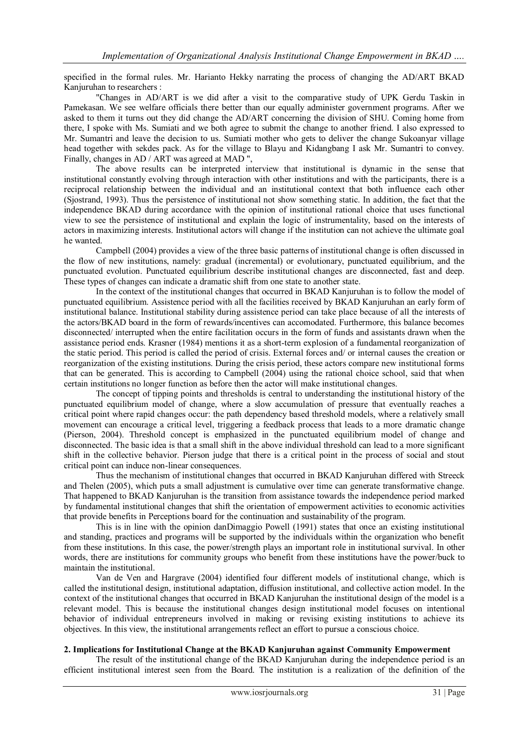specified in the formal rules. Mr. Harianto Hekky narrating the process of changing the AD/ART BKAD Kanjuruhan to researchers :

"Changes in AD/ART is we did after a visit to the comparative study of UPK Gerdu Taskin in Pamekasan. We see welfare officials there better than our equally administer government programs. After we asked to them it turns out they did change the AD/ART concerning the division of SHU. Coming home from there, I spoke with Ms. Sumiati and we both agree to submit the change to another friend. I also expressed to Mr. Sumantri and leave the decision to us. Sumiati mother who gets to deliver the change Sukoanyar village head together with sekdes pack. As for the village to Blayu and Kidangbang I ask Mr. Sumantri to convey. Finally, changes in AD / ART was agreed at MAD ",

The above results can be interpreted interview that institutional is dynamic in the sense that institutional constantly evolving through interaction with other institutions and with the participants, there is a reciprocal relationship between the individual and an institutional context that both influence each other (Sjostrand, 1993). Thus the persistence of institutional not show something static. In addition, the fact that the independence BKAD during accordance with the opinion of institutional rational choice that uses functional view to see the persistence of institutional and explain the logic of instrumentality, based on the interests of actors in maximizing interests. Institutional actors will change if the institution can not achieve the ultimate goal he wanted.

Campbell (2004) provides a view of the three basic patterns of institutional change is often discussed in the flow of new institutions, namely: gradual (incremental) or evolutionary, punctuated equilibrium, and the punctuated evolution. Punctuated equilibrium describe institutional changes are disconnected, fast and deep. These types of changes can indicate a dramatic shift from one state to another state.

In the context of the institutional changes that occurred in BKAD Kanjuruhan is to follow the model of punctuated equilibrium. Assistence period with all the facilities received by BKAD Kanjuruhan an early form of institutional balance. Institutional stability during assistence period can take place because of all the interests of the actors/BKAD board in the form of rewards/incentives can accomodated. Furthermore, this balance becomes disconnected/ interrupted when the entire facilitation occurs in the form of funds and assistants drawn when the assistance period ends. Krasner (1984) mentions it as a short-term explosion of a fundamental reorganization of the static period. This period is called the period of crisis. External forces and/ or internal causes the creation or reorganization of the existing institutions. During the crisis period, these actors compare new institutional forms that can be generated. This is according to Campbell (2004) using the rational choice school, said that when certain institutions no longer function as before then the actor will make institutional changes.

The concept of tipping points and thresholds is central to understanding the institutional history of the punctuated equilibrium model of change, where a slow accumulation of pressure that eventually reaches a critical point where rapid changes occur: the path dependency based threshold models, where a relatively small movement can encourage a critical level, triggering a feedback process that leads to a more dramatic change (Pierson, 2004). Threshold concept is emphasized in the punctuated equilibrium model of change and disconnected. The basic idea is that a small shift in the above individual threshold can lead to a more significant shift in the collective behavior. Pierson judge that there is a critical point in the process of social and stout critical point can induce non-linear consequences.

Thus the mechanism of institutional changes that occurred in BKAD Kanjuruhan differed with Streeck and Thelen (2005), which puts a small adjustment is cumulative over time can generate transformative change. That happened to BKAD Kanjuruhan is the transition from assistance towards the independence period marked by fundamental institutional changes that shift the orientation of empowerment activities to economic activities that provide benefits in Perceptions board for the continuation and sustainability of the program.

This is in line with the opinion danDimaggio Powell (1991) states that once an existing institutional and standing, practices and programs will be supported by the individuals within the organization who benefit from these institutions. In this case, the power/strength plays an important role in institutional survival. In other words, there are institutions for community groups who benefit from these institutions have the power/buck to maintain the institutional.

Van de Ven and Hargrave (2004) identified four different models of institutional change, which is called the institutional design, institutional adaptation, diffusion institutional, and collective action model. In the context of the institutional changes that occurred in BKAD Kanjuruhan the institutional design of the model is a relevant model. This is because the institutional changes design institutional model focuses on intentional behavior of individual entrepreneurs involved in making or revising existing institutions to achieve its objectives. In this view, the institutional arrangements reflect an effort to pursue a conscious choice.

### 2. Implications for Institutional Change at the BKAD Kanjuruhan against Community Empowerment

The result of the institutional change of the BKAD Kanjuruhan during the independence period is an efficient institutional interest seen from the Board. The institution is a realization of the definition of the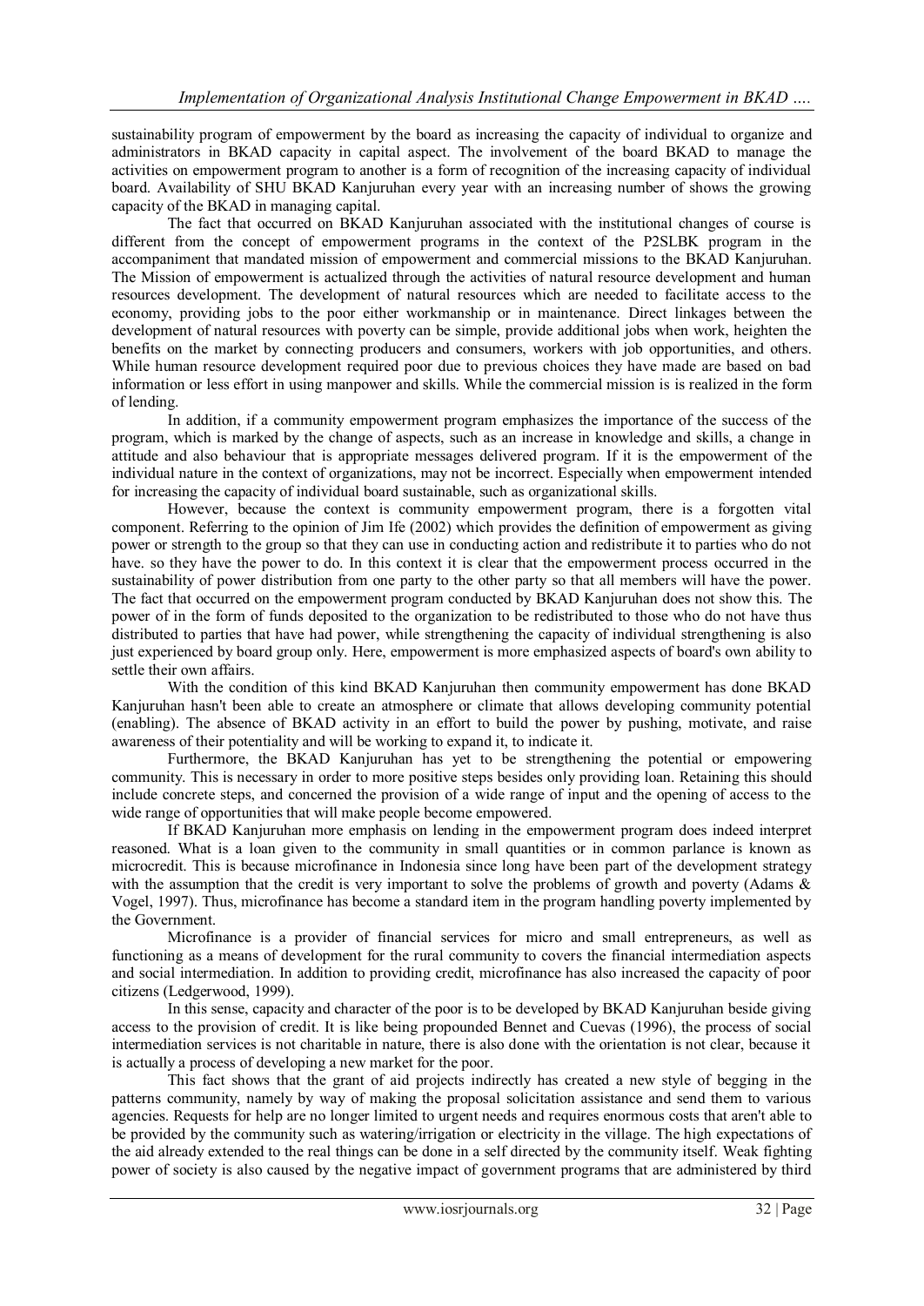sustainability program of empowerment by the board as increasing the capacity of individual to organize and administrators in BKAD capacity in capital aspect. The involvement of the board BKAD to manage the activities on empowerment program to another is a form of recognition of the increasing capacity of individual board. Availability of SHU BKAD Kanjuruhan every year with an increasing number of shows the growing capacity of the BKAD in managing capital.

The fact that occurred on BKAD Kanjuruhan associated with the institutional changes of course is different from the concept of empowerment programs in the context of the P2SLBK program in the accompaniment that mandated mission of empowerment and commercial missions to the BKAD Kanjuruhan. The Mission of empowerment is actualized through the activities of natural resource development and human resources development. The development of natural resources which are needed to facilitate access to the economy, providing jobs to the poor either workmanship or in maintenance. Direct linkages between the development of natural resources with poverty can be simple, provide additional jobs when work, heighten the benefits on the market by connecting producers and consumers, workers with job opportunities, and others. While human resource development required poor due to previous choices they have made are based on bad information or less effort in using manpower and skills. While the commercial mission is is realized in the form of lending.

In addition, if a community empowerment program emphasizes the importance of the success of the program, which is marked by the change of aspects, such as an increase in knowledge and skills, a change in attitude and also behaviour that is appropriate messages delivered program. If it is the empowerment of the individual nature in the context of organizations, may not be incorrect. Especially when empowerment intended for increasing the capacity of individual board sustainable, such as organizational skills.

However, because the context is community empowerment program, there is a forgotten vital component. Referring to the opinion of Jim Ife (2002) which provides the definition of empowerment as giving power or strength to the group so that they can use in conducting action and redistribute it to parties who do not have. so they have the power to do. In this context it is clear that the empowerment process occurred in the sustainability of power distribution from one party to the other party so that all members will have the power. The fact that occurred on the empowerment program conducted by BKAD Kanjuruhan does not show this. The power of in the form of funds deposited to the organization to be redistributed to those who do not have thus distributed to parties that have had power, while strengthening the capacity of individual strengthening is also just experienced by board group only. Here, empowerment is more emphasized aspects of board's own ability to settle their own affairs.

With the condition of this kind BKAD Kanjuruhan then community empowerment has done BKAD Kanjuruhan hasn't been able to create an atmosphere or climate that allows developing community potential (enabling). The absence of BKAD activity in an effort to build the power by pushing, motivate, and raise awareness of their potentiality and will be working to expand it, to indicate it.

Furthermore, the BKAD Kanjuruhan has yet to be strengthening the potential or empowering community. This is necessary in order to more positive steps besides only providing loan. Retaining this should include concrete steps, and concerned the provision of a wide range of input and the opening of access to the wide range of opportunities that will make people become empowered.

If BKAD Kanjuruhan more emphasis on lending in the empowerment program does indeed interpret reasoned. What is a loan given to the community in small quantities or in common parlance is known as microcredit. This is because microfinance in Indonesia since long have been part of the development strategy with the assumption that the credit is very important to solve the problems of growth and poverty (Adams & Vogel, 1997). Thus, microfinance has become a standard item in the program handling poverty implemented by the Government.

Microfinance is a provider of financial services for micro and small entrepreneurs, as well as functioning as a means of development for the rural community to covers the financial intermediation aspects and social intermediation. In addition to providing credit, microfinance has also increased the capacity of poor citizens (Ledgerwood, 1999).

In this sense, capacity and character of the poor is to be developed by BKAD Kanjuruhan beside giving access to the provision of credit. It is like being propounded Bennet and Cuevas (1996), the process of social intermediation services is not charitable in nature, there is also done with the orientation is not clear, because it is actually a process of developing a new market for the poor.

This fact shows that the grant of aid projects indirectly has created a new style of begging in the patterns community, namely by way of making the proposal solicitation assistance and send them to various agencies. Requests for help are no longer limited to urgent needs and requires enormous costs that aren't able to be provided by the community such as watering/irrigation or electricity in the village. The high expectations of the aid already extended to the real things can be done in a self directed by the community itself. Weak fighting power of society is also caused by the negative impact of government programs that are administered by third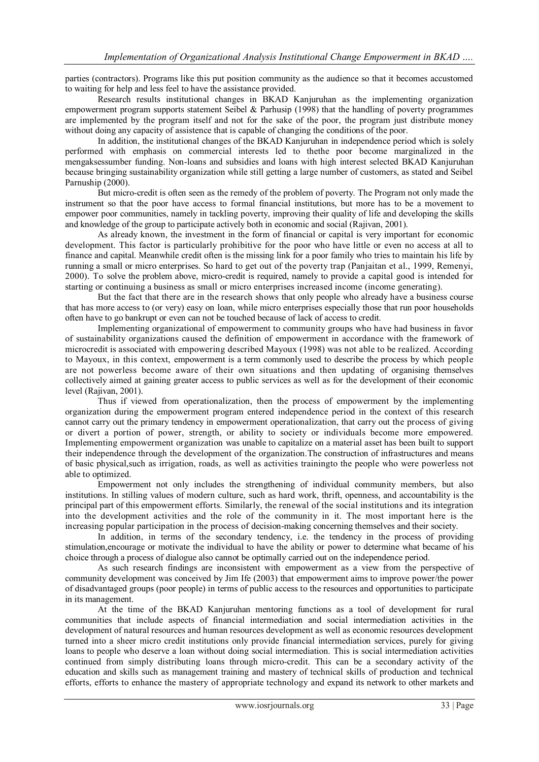parties (contractors). Programs like this put position community as the audience so that it becomes accustomed to waiting for help and less feel to have the assistance provided.

Research results institutional changes in BKAD Kanjuruhan as the implementing organization empowerment program supports statement Seibel & Parhusip (1998) that the handling of poverty programmes are implemented by the program itself and not for the sake of the poor, the program just distribute money without doing any capacity of assistence that is capable of changing the conditions of the poor.

In addition, the institutional changes of the BKAD Kanjuruhan in independence period which is solely performed with emphasis on commercial interests led to thethe poor become marginalized in the mengaksessumber funding. Non-loans and subsidies and loans with high interest selected BKAD Kanjuruhan because bringing sustainability organization while still getting a large number of customers, as stated and Seibel Parnuship (2000).

But micro-credit is often seen as the remedy of the problem of poverty. The Program not only made the instrument so that the poor have access to formal financial institutions, but more has to be a movement to empower poor communities, namely in tackling poverty, improving their quality of life and developing the skills and knowledge of the group to participate actively both in economic and social (Rajivan, 2001).

As already known, the investment in the form of financial or capital is very important for economic development. This factor is particularly prohibitive for the poor who have little or even no access at all to finance and capital. Meanwhile credit often is the missing link for a poor family who tries to maintain his life by running a small or micro enterprises. So hard to get out of the poverty trap (Panjaitan et al., 1999, Remenyi, 2000). To solve the problem above, micro-credit is required, namely to provide a capital good is intended for starting or continuing a business as small or micro enterprises increased income (income generating).

But the fact that there are in the research shows that only people who already have a business course that has more access to (or very) easy on loan, while micro enterprises especially those that run poor households often have to go bankrupt or even can not be touched because of lack of access to credit.

Implementing organizational of empowerment to community groups who have had business in favor of sustainability organizations caused the definition of empowerment in accordance with the framework of microcredit is associated with empowering described Mayoux (1998) was not able to be realized. According to Mayoux, in this context, empowerment is a term commonly used to describe the process by which people are not powerless become aware of their own situations and then updating of organising themselves collectively aimed at gaining greater access to public services as well as for the development of their economic level (Rajivan, 2001).

Thus if viewed from operationalization, then the process of empowerment by the implementing organization during the empowerment program entered independence period in the context of this research cannot carry out the primary tendency in empowerment operationalization, that carry out the process of giving or divert a portion of power, strength, or ability to society or individuals become more empowered. Implementing empowerment organization was unable to capitalize on a material asset has been built to support their independence through the development of the organization.The construction of infrastructures and means of basic physical,such as irrigation, roads, as well as activities trainingto the people who were powerless not able to optimized.

Empowerment not only includes the strengthening of individual community members, but also institutions. In stilling values of modern culture, such as hard work, thrift, openness, and accountability is the principal part of this empowerment efforts. Similarly, the renewal of the social institutions and its integration into the development activities and the role of the community in it. The most important here is the increasing popular participation in the process of decision-making concerning themselves and their society.

In addition, in terms of the secondary tendency, i.e. the tendency in the process of providing stimulation,encourage or motivate the individual to have the ability or power to determine what became of his choice through a process of dialogue also cannot be optimally carried out on the independence period.

As such research findings are inconsistent with empowerment as a view from the perspective of community development was conceived by Jim Ife (2003) that empowerment aims to improve power/the power of disadvantaged groups (poor people) in terms of public access to the resources and opportunities to participate in its management.

At the time of the BKAD Kanjuruhan mentoring functions as a tool of development for rural communities that include aspects of financial intermediation and social intermediation activities in the development of natural resources and human resources development as well as economic resources development turned into a sheer micro credit institutions only provide financial intermediation services, purely for giving loans to people who deserve a loan without doing social intermediation. This is social intermediation activities continued from simply distributing loans through micro-credit. This can be a secondary activity of the education and skills such as management training and mastery of technical skills of production and technical efforts, efforts to enhance the mastery of appropriate technology and expand its network to other markets and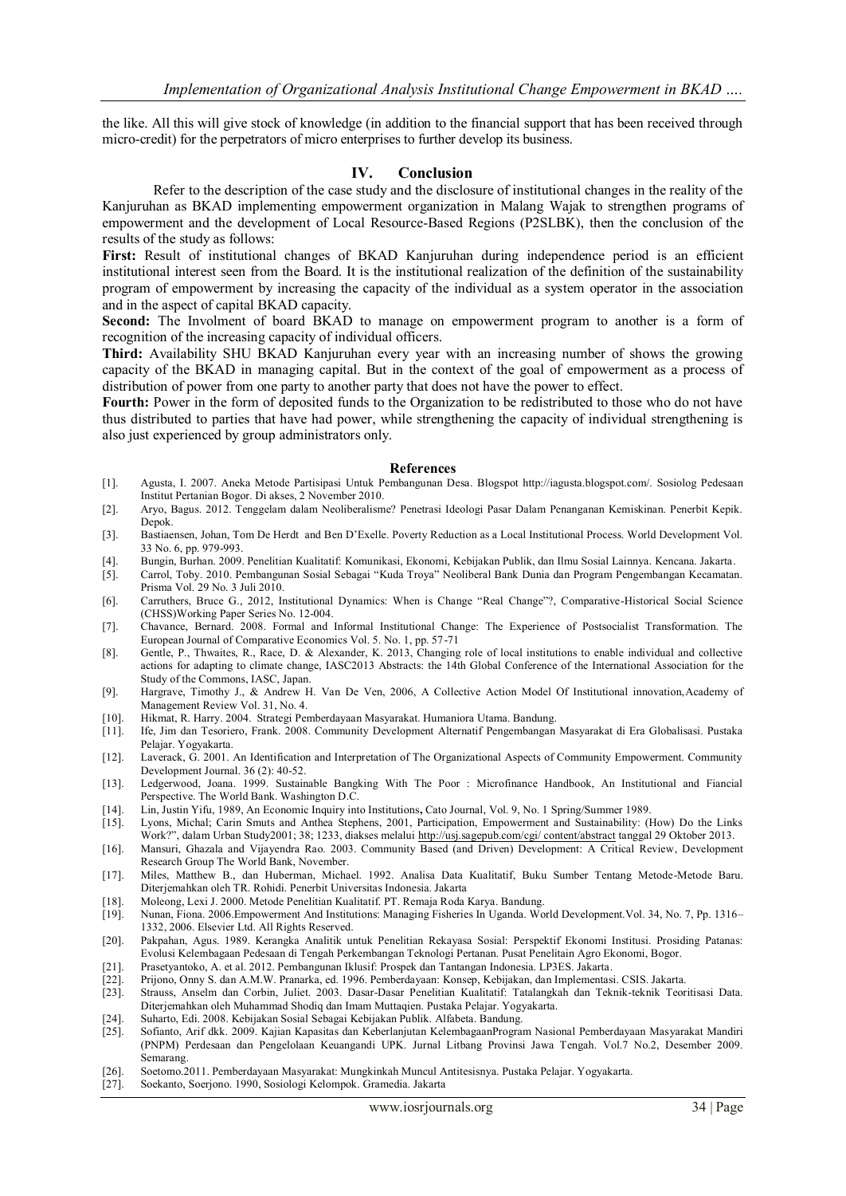the like. All this will give stock of knowledge (in addition to the financial support that has been received through micro-credit) for the perpetrators of micro enterprises to further develop its business.

## IV. Conclusion

Refer to the description of the case study and the disclosure of institutional changes in the reality of the Kanjuruhan as BKAD implementing empowerment organization in Malang Wajak to strengthen programs of empowerment and the development of Local Resource-Based Regions (P2SLBK), then the conclusion of the results of the study as follows:

**First:** Result of institutional changes of BKAD Kanjuruhan during independence period is an efficient institutional interest seen from the Board. It is the institutional realization of the definition of the sustainability program of empowerment by increasing the capacity of the individual as a system operator in the association and in the aspect of capital BKAD capacity.

**Second:** The Involment of board BKAD to manage on empowerment program to another is a form of recognition of the increasing capacity of individual officers.

**Third:** Availability SHU BKAD Kanjuruhan every year with an increasing number of shows the growing capacity of the BKAD in managing capital. But in the context of the goal of empowerment as a process of distribution of power from one party to another party that does not have the power to effect.

**Fourth:** Power in the form of deposited funds to the Organization to be redistributed to those who do not have thus distributed to parties that have had power, while strengthening the capacity of individual strengthening is also just experienced by group administrators only.

## References

[1]. Agusta, I. 2007. Aneka Metode Partisipasi Untuk Pembangunan Desa. Blogspot http://iagusta.blogspot.com/. Sosiolog Pedesaan Institut Pertanian Bogor. Di akses, 2 November 2010.

[2]. Aryo, Bagus. 2012. Tenggelam dalam Neoliberalisme? Penetrasi Ideologi Pasar Dalam Penanganan Kemiskinan. Penerbit Kepik. Depok.

[3]. Bastiaensen, Johan, Tom De Herdt and Ben D'Exelle. Poverty Reduction as a Local Institutional Process. World Development Vol. 33 No. 6, pp. 979-993.

[4]. Bungin, Burhan. 2009. Penelitian Kualitatif: Komunikasi, Ekonomi, Kebijakan Publik, dan Ilmu Sosial Lainnya. Kencana. Jakarta.

[5]. Carrol, Toby. 2010. Pembangunan Sosial Sebagai "Kuda Troya" Neoliberal Bank Dunia dan Program Pengembangan Kecamatan. Prisma Vol. 29 No. 3 Juli 2010.

[6]. Carruthers, Bruce G., 2012, Institutional Dynamics: When is Change "Real Change"?, Comparative-Historical Social Science (CHSS)Working Paper Series No. 12-004.

[7]. Chavance, Bernard. 2008. Formal and Informal Institutional Change: The Experience of Postsocialist Transformation. The European Journal of Comparative Economics Vol. 5. No. 1, pp. 57-71

[8]. Gentle, P., Thwaites, R., Race, D. & Alexander, K. 2013, Changing role of local institutions to enable individual and collective actions for adapting to climate change, IASC2013 Abstracts: the 14th Global Conference of the International Association for the Study of the Commons, IASC, Japan.

[9]. Hargrave, Timothy J., & Andrew H. Van De Ven, 2006, A Collective Action Model Of Institutional innovation,Academy of Management Review Vol. 31, No. 4.

[10]. Hikmat, R. Harry. 2004. Strategi Pemberdayaan Masyarakat. Humaniora Utama. Bandung.

[11]. Ife, Jim dan Tesoriero, Frank. 2008. Community Development Alternatif Pengembangan Masyarakat di Era Globalisasi. Pustaka Pelajar. Yogyakarta.

[12]. Laverack, G. 2001. An Identification and Interpretation of The Organizational Aspects of Community Empowerment. Community Development Journal. 36 (2): 40-52.

[13]. Ledgerwood, Joana. 1999. Sustainable Bangking With The Poor : Microfinance Handbook, An Institutional and Fiancial Perspective. The World Bank. Washington D.C.

[14]. Lin, Justin Yifu, 1989, An Economic Inquiry into Institutions**,** Cato Journal, Vol. 9, No. 1 Spring/Summer 1989.

[15]. Lyons, Michal; Carin Smuts and Anthea Stephens, 2001, Participation, Empowerment and Sustainability: (How) Do the Links Work?", dalam Urban Study2001; 38; 1233, diakses melalui http://usj.sagepub.com/cgi/ content/abstract tanggal 29 Oktober 2013.

[16]. Mansuri, Ghazala and Vijayendra Rao. 2003. Community Based (and Driven) Development: A Critical Review, Development Research Group The World Bank, November.

[17]. Miles, Matthew B., dan Huberman, Michael. 1992. Analisa Data Kualitatif, Buku Sumber Tentang Metode-Metode Baru. Diterjemahkan oleh TR. Rohidi. Penerbit Universitas Indonesia. Jakarta

[18]. Moleong, Lexi J. 2000. Metode Penelitian Kualitatif. PT. Remaja Roda Karya. Bandung.

[19]. Nunan, Fiona. 2006.Empowerment And Institutions: Managing Fisheries In Uganda. World Development.Vol. 34, No. 7, Pp. 1316–1332, 2006. Elsevier Ltd. All Rights Reserved.

[20]. Pakpahan, Agus. 1989. Kerangka Analitik untuk Penelitian Rekayasa Sosial: Perspektif Ekonomi Institusi. Prosiding Patanas: Evolusi Kelembagaan Pedesaan di Tengah Perkembangan Teknologi Pertanan. Pusat Penelitain Agro Ekonomi, Bogor.

[21]. Prasetyantoko, A. et al. 2012. Pembangunan Iklusif: Prospek dan Tantangan Indonesia. LP3ES. Jakarta.

[22]. Prijono, Onny S. dan A.M.W. Pranarka, ed. 1996. Pemberdayaan: Konsep, Kebijakan, dan Implementasi. CSIS. Jakarta.

[23]. Strauss, Anselm dan Corbin, Juliet. 2003. Dasar-Dasar Penelitian Kualitatif: Tatalangkah dan Teknik-teknik Teoritisasi Data. Diterjemahkan oleh Muhammad Shodiq dan Imam Muttaqien. Pustaka Pelajar. Yogyakarta.

[24]. Suharto, Edi. 2008. Kebijakan Sosial Sebagai Kebijakan Publik. Alfabeta. Bandung.

[25]. Sofianto, Arif dkk. 2009. Kajian Kapasitas dan Keberlanjutan KelembagaanProgram Nasional Pemberdayaan Masyarakat Mandiri (PNPM) Perdesaan dan Pengelolaan Keuangandi UPK. Jurnal Litbang Provinsi Jawa Tengah. Vol.7 No.2, Desember 2009. Semarang.

[26]. Soetomo.2011. Pemberdayaan Masyarakat: Mungkinkah Muncul Antitesisnya. Pustaka Pelajar. Yogyakarta.

[27]. Soekanto, Soerjono. 1990, Sosiologi Kelompok. Gramedia. Jakarta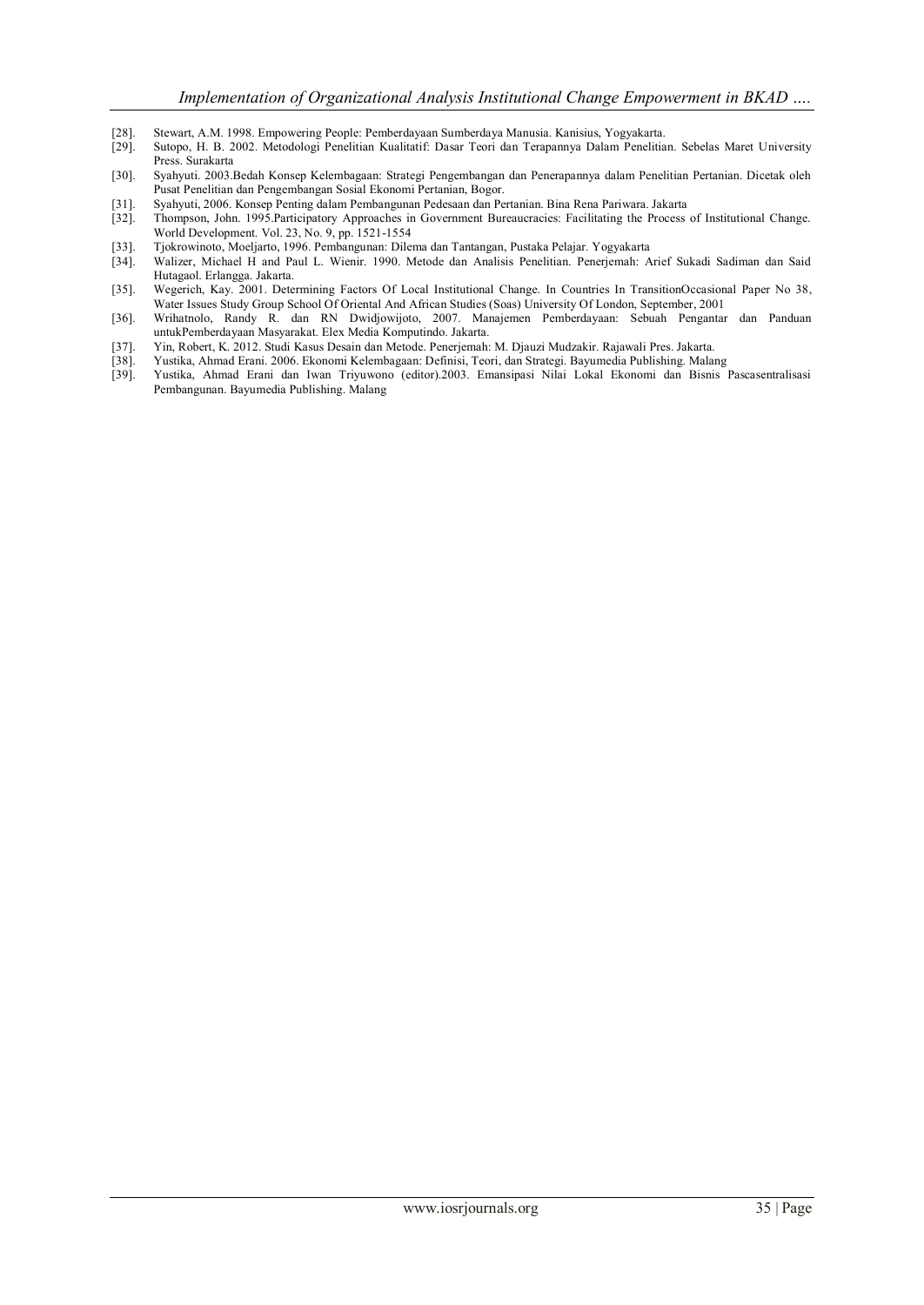[28]. Stewart, A.M. 1998. Empowering People: Pemberdayaan Sumberdaya Manusia. Kanisius, Yogyakarta.

[29]. Sutopo, H. B. 2002. Metodologi Penelitian Kualitatif: Dasar Teori dan Terapannya Dalam Penelitian. Sebelas Maret University Press. Surakarta

[30]. Syahyuti. 2003.Bedah Konsep Kelembagaan: Strategi Pengembangan dan Penerapannya dalam Penelitian Pertanian. Dicetak oleh Pusat Penelitian dan Pengembangan Sosial Ekonomi Pertanian, Bogor.

[31]. Syahyuti, 2006. Konsep Penting dalam Pembangunan Pedesaan dan Pertanian. Bina Rena Pariwara. Jakarta

[32]. Thompson, John. 1995.Participatory Approaches in Government Bureaucracies: Facilitating the Process of Institutional Change. World Development. Vol. 23, No. 9, pp. 1521-1554

[33]. Tjokrowinoto, Moeljarto, 1996. Pembangunan: Dilema dan Tantangan, Pustaka Pelajar. Yogyakarta

[34]. Walizer, Michael H and Paul L. Wienir. 1990. Metode dan Analisis Penelitian. Penerjemah: Arief Sukadi Sadiman dan Said Hutagaol. Erlangga. Jakarta.

[35]. Wegerich, Kay. 2001. Determining Factors Of Local Institutional Change. In Countries In TransitionOccasional Paper No 38, Water Issues Study Group School Of Oriental And African Studies (Soas) University Of London, September, 2001

[36]. Wrihatnolo, Randy R. dan RN Dwidjowijoto, 2007. Manajemen Pemberdayaan: Sebuah Pengantar dan Panduan untukPemberdayaan Masyarakat. Elex Media Komputindo. Jakarta.

[37]. Yin, Robert, K. 2012. Studi Kasus Desain dan Metode. Penerjemah: M. Djauzi Mudzakir. Rajawali Pres. Jakarta.

[38]. Yustika, Ahmad Erani. 2006. Ekonomi Kelembagaan: Definisi, Teori, dan Strategi. Bayumedia Publishing. Malang

[39]. Yustika, Ahmad Erani dan Iwan Triyuwono (editor).2003. Emansipasi Nilai Lokal Ekonomi dan Bisnis Pascasentralisasi Pembangunan. Bayumedia Publishing. Malang